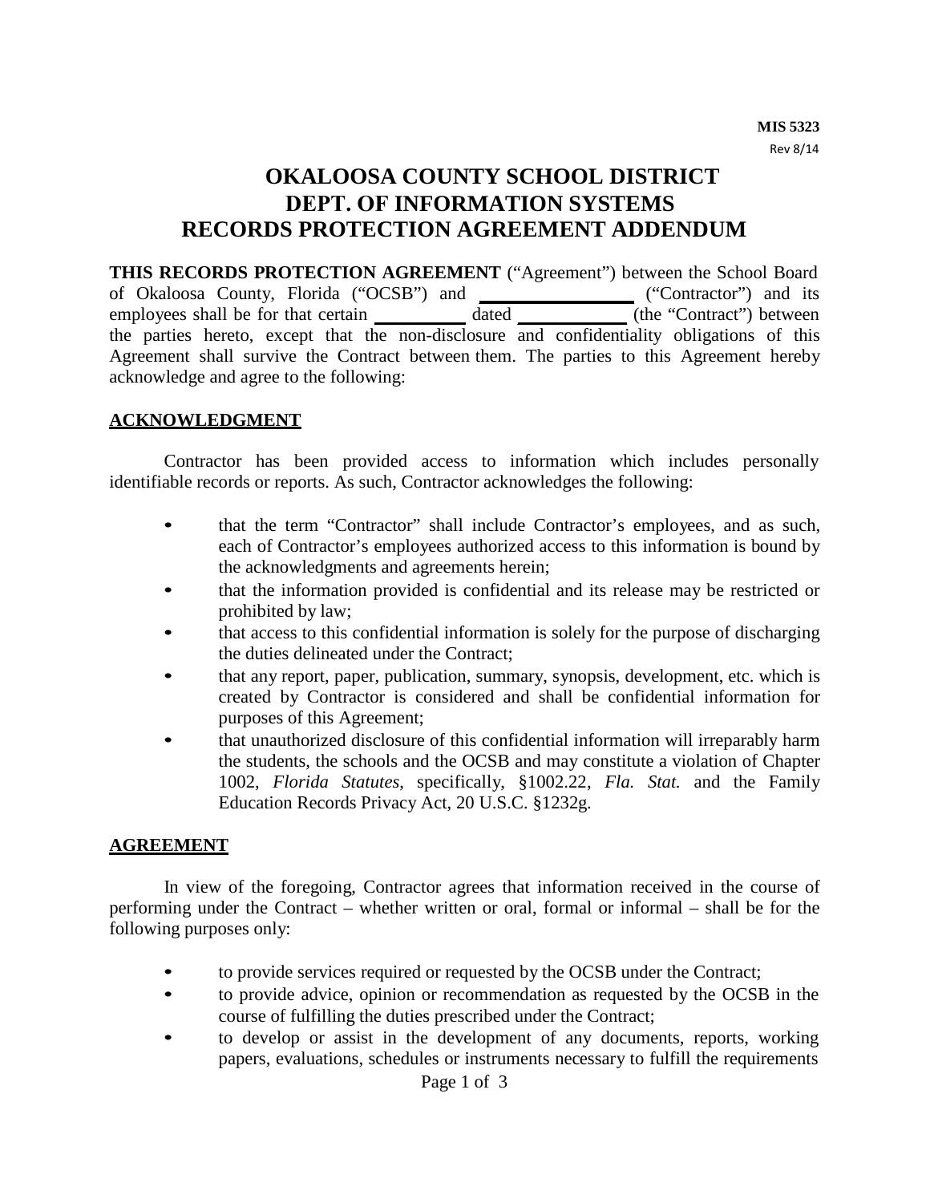MIS 5323
Rev 8/14

# OKALOOSA COUNTY SCHOOL DISTRICT
# DEPT. OF INFORMATION SYSTEMS
# RECORDS PROTECTION AGREEMENT ADDENDUM

**THIS RECORDS PROTECTION AGREEMENT** ("Agreement") between the School Board of Okaloosa County, Florida ("OCSB") and ________________ ("Contractor") and its employees shall be for that certain __________ dated ____________ (the "Contract") between the parties hereto, except that the non-disclosure and confidentiality obligations of this Agreement shall survive the Contract between them. The parties to this Agreement hereby acknowledge and agree to the following:

## ACKNOWLEDGMENT

Contractor has been provided access to information which includes personally identifiable records or reports. As such, Contractor acknowledges the following:

- that the term "Contractor" shall include Contractor's employees, and as such, each of Contractor's employees authorized access to this information is bound by the acknowledgments and agreements herein;
- that the information provided is confidential and its release may be restricted or prohibited by law;
- that access to this confidential information is solely for the purpose of discharging the duties delineated under the Contract;
- that any report, paper, publication, summary, synopsis, development, etc. which is created by Contractor is considered and shall be confidential information for purposes of this Agreement;
- that unauthorized disclosure of this confidential information will irreparably harm the students, the schools and the OCSB and may constitute a violation of Chapter 1002, *Florida Statutes*, specifically, §1002.22, *Fla. Stat.* and the Family Education Records Privacy Act, 20 U.S.C. §1232g.

## AGREEMENT

In view of the foregoing, Contractor agrees that information received in the course of performing under the Contract – whether written or oral, formal or informal – shall be for the following purposes only:

- to provide services required or requested by the OCSB under the Contract;
- to provide advice, opinion or recommendation as requested by the OCSB in the course of fulfilling the duties prescribed under the Contract;
- to develop or assist in the development of any documents, reports, working papers, evaluations, schedules or instruments necessary to fulfill the requirements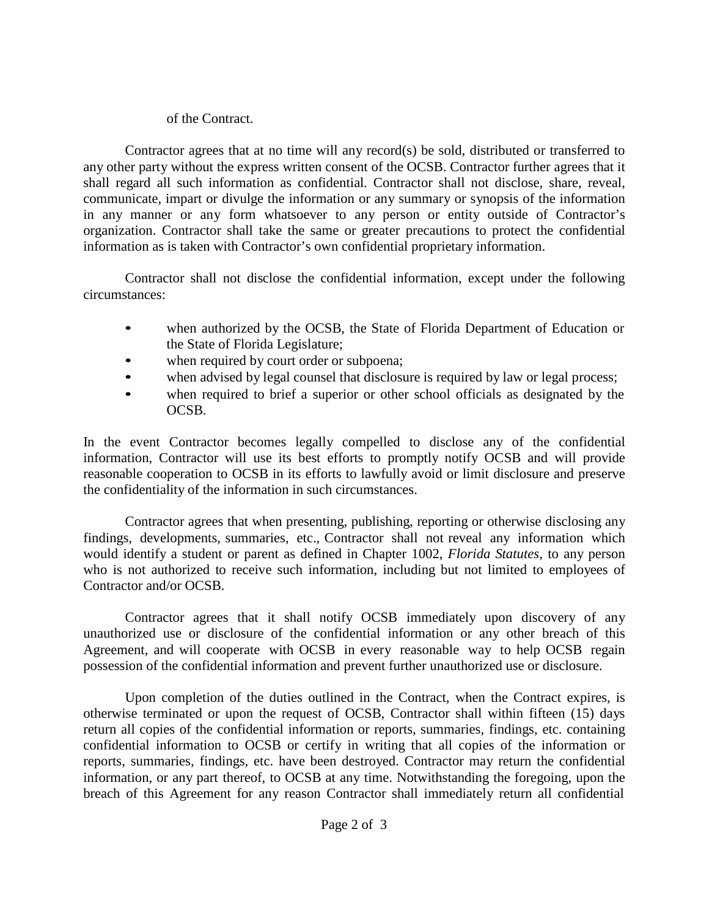of the Contract.

Contractor agrees that at no time will any record(s) be sold, distributed or transferred to any other party without the express written consent of the OCSB. Contractor further agrees that it shall regard all such information as confidential. Contractor shall not disclose, share, reveal, communicate, impart or divulge the information or any summary or synopsis of the information in any manner or any form whatsoever to any person or entity outside of Contractor's organization. Contractor shall take the same or greater precautions to protect the confidential information as is taken with Contractor's own confidential proprietary information.

Contractor shall not disclose the confidential information, except under the following circumstances:

- when authorized by the OCSB, the State of Florida Department of Education or the State of Florida Legislature;
- when required by court order or subpoena;
- when advised by legal counsel that disclosure is required by law or legal process;
- when required to brief a superior or other school officials as designated by the OCSB.

In the event Contractor becomes legally compelled to disclose any of the confidential information, Contractor will use its best efforts to promptly notify OCSB and will provide reasonable cooperation to OCSB in its efforts to lawfully avoid or limit disclosure and preserve the confidentiality of the information in such circumstances.

Contractor agrees that when presenting, publishing, reporting or otherwise disclosing any findings, developments, summaries, etc., Contractor shall not reveal any information which would identify a student or parent as defined in Chapter 1002, *Florida Statutes*, to any person who is not authorized to receive such information, including but not limited to employees of Contractor and/or OCSB.

Contractor agrees that it shall notify OCSB immediately upon discovery of any unauthorized use or disclosure of the confidential information or any other breach of this Agreement, and will cooperate with OCSB in every reasonable way to help OCSB regain possession of the confidential information and prevent further unauthorized use or disclosure.

Upon completion of the duties outlined in the Contract, when the Contract expires, is otherwise terminated or upon the request of OCSB, Contractor shall within fifteen (15) days return all copies of the confidential information or reports, summaries, findings, etc. containing confidential information to OCSB or certify in writing that all copies of the information or reports, summaries, findings, etc. have been destroyed. Contractor may return the confidential information, or any part thereof, to OCSB at any time. Notwithstanding the foregoing, upon the breach of this Agreement for any reason Contractor shall immediately return all confidential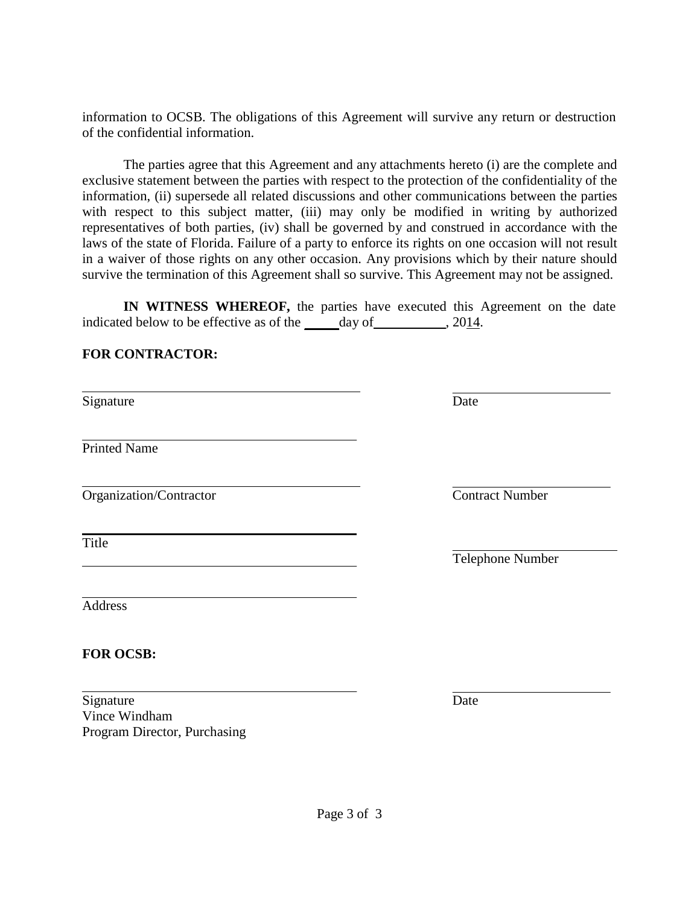information to OCSB. The obligations of this Agreement will survive any return or destruction of the confidential information.

The parties agree that this Agreement and any attachments hereto (i) are the complete and exclusive statement between the parties with respect to the protection of the confidentiality of the information, (ii) supersede all related discussions and other communications between the parties with respect to this subject matter, (iii) may only be modified in writing by authorized representatives of both parties, (iv) shall be governed by and construed in accordance with the laws of the state of Florida. Failure of a party to enforce its rights on one occasion will not result in a waiver of those rights on any other occasion. Any provisions which by their nature should survive the termination of this Agreement shall so survive. This Agreement may not be assigned.

**IN WITNESS WHEREOF,** the parties have executed this Agreement on the date indicated below to be effective as of the _____ day of __________, 2014.

**FOR CONTRACTOR:**

________________________________________ ______________________

Signature Date

________________________________________

Printed Name

________________________________________ ______________________

Organization/Contractor Contract Number

________________________________________

Title

________________________________________ ______________________

Telephone Number

________________________________________

Address

**FOR OCSB:**

________________________________________ ______________________

Signature Date

Vince Windham

Program Director, Purchasing